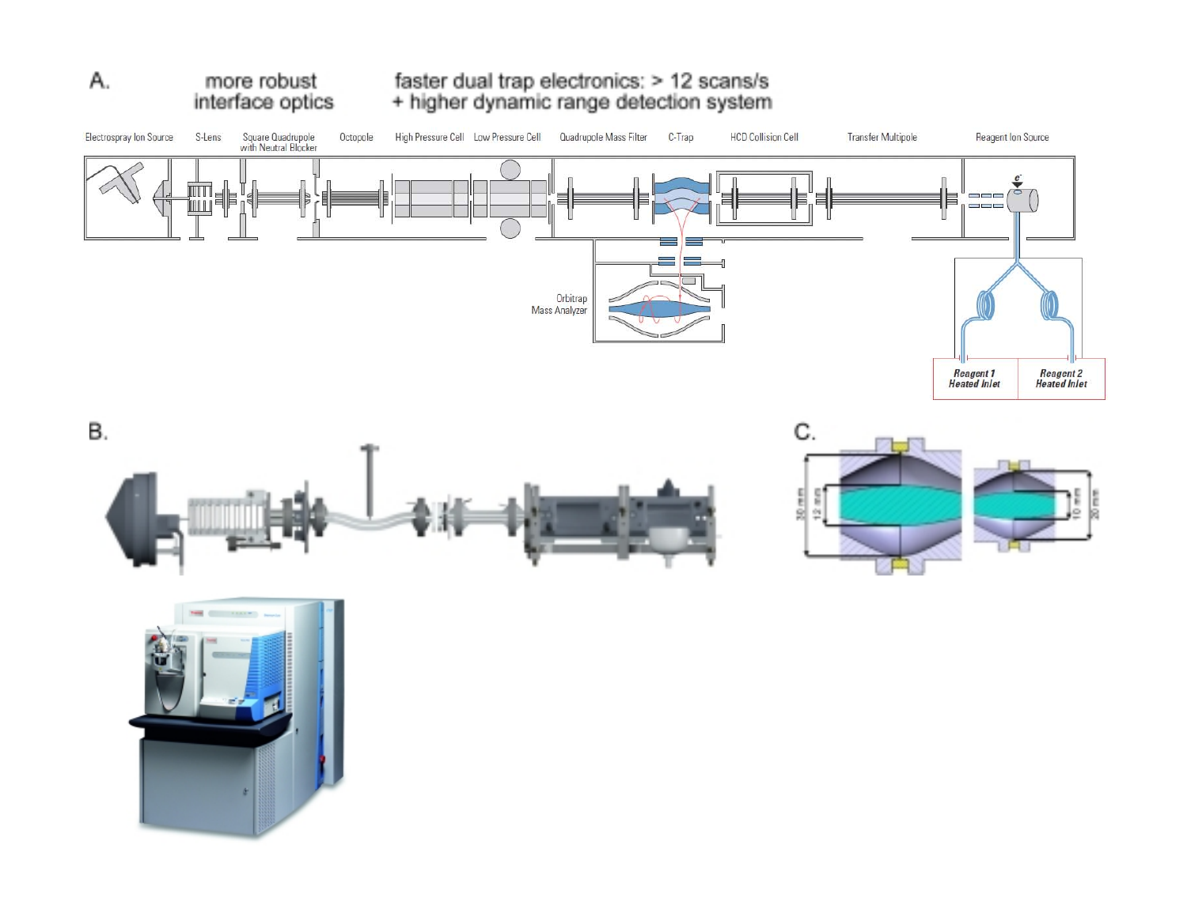A.

more robust interface optics

faster dual trap electronics: > 12 scans/s
+ higher dynamic range detection system

Electrospray Ion Source | S-Lens | Square Quadrupole with Neutral Blocker | Octopole | High Pressure Cell | Low Pressure Cell | Quadrupole Mass Filter | C-Trap | HCD Collision Cell | Transfer Multipole | Reagent Ion Source

Orbitrap Mass Analyzer

**Reagent 1 Heated Inlet** | **Reagent 2 Heated Inlet**

B.

C.

30 mm | 12 mm | 10 mm | 20 mm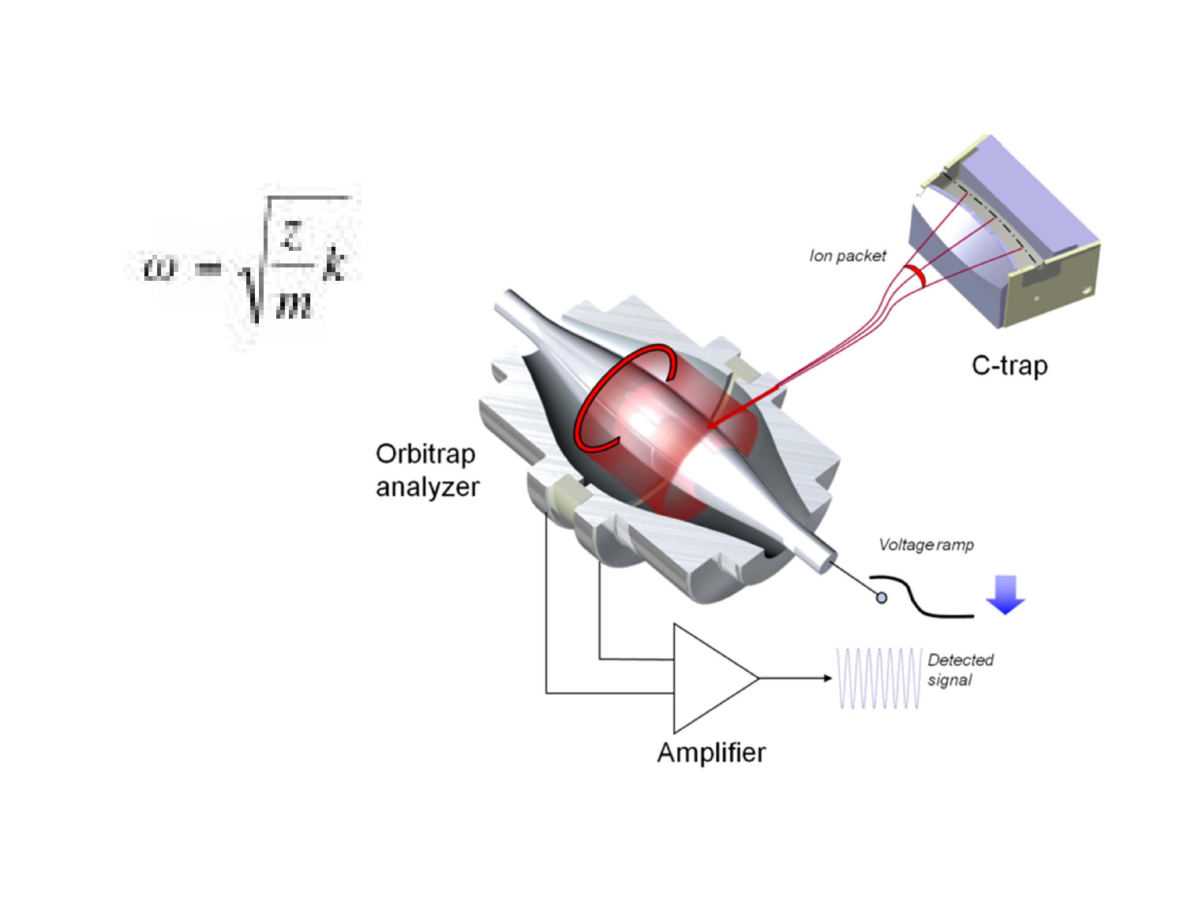$$\omega = \sqrt{\frac{z}{m}k}$$

Ion packet

C-trap

Orbitrap analyzer

Voltage ramp

Detected signal

Amplifier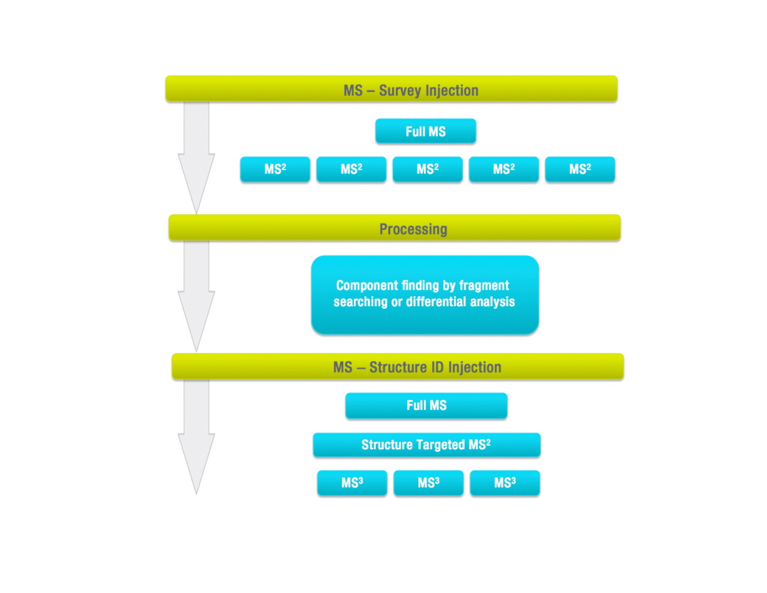**MS – Survey Injection**

Full MS

$MS^2$ | $MS^2$ | $MS^2$ | $MS^2$ | $MS^2$

**Processing**

Component finding by fragment searching or differential analysis

**MS – Structure ID Injection**

Full MS

Structure Targeted $MS^2$

$MS^3$ | $MS^3$ | $MS^3$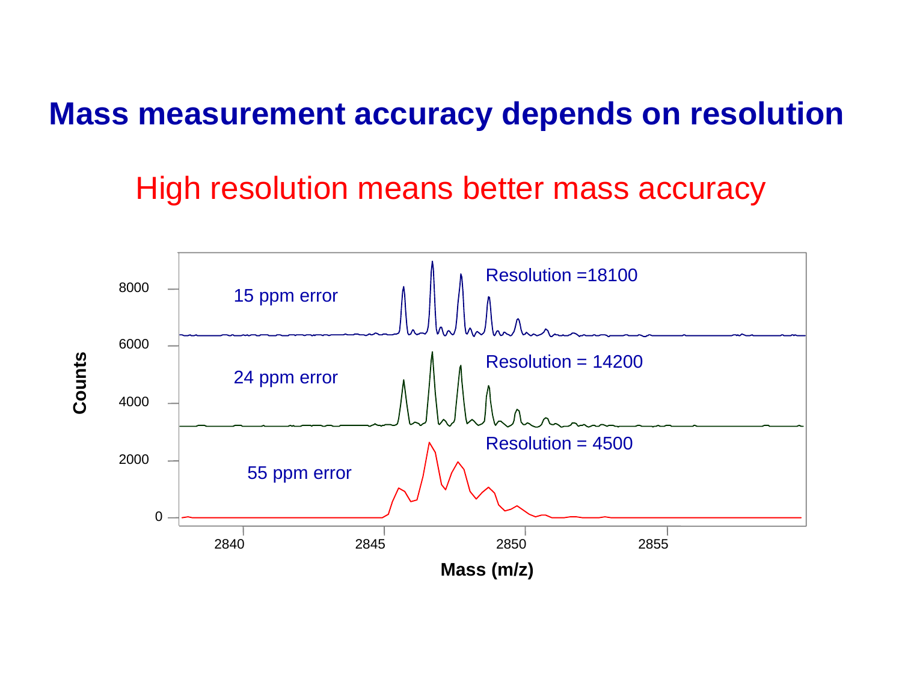# Mass measurement accuracy depends on resolution

## High resolution means better mass accuracy

Resolution =18100

15 ppm error

Resolution = 14200

24 ppm error

Resolution = 4500

55 ppm error

Counts: 0, 2000, 4000, 6000, 8000

Mass (m/z): 2840, 2845, 2850, 2855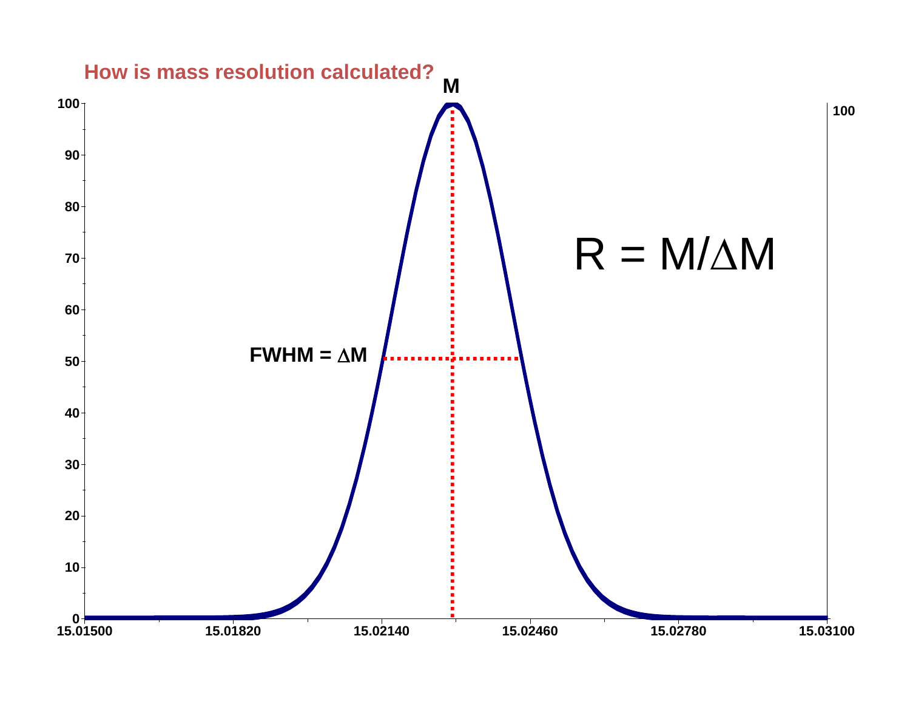## How is mass resolution calculated?

$$R = M/\Delta M$$

FWHM = $\Delta M$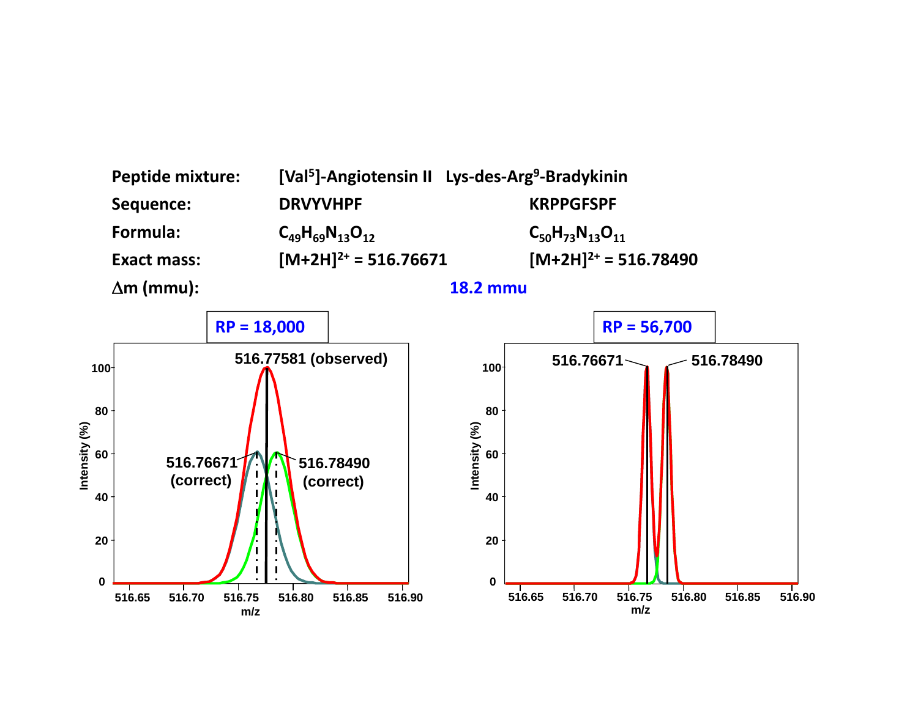| | | |
|---|---|---|
| **Peptide mixture:** | **[Val[5]]-Angiotensin II** | **Lys-des-Arg[9]-Bradykinin** |
| **Sequence:** | **DRVYVHPF** | **KRPPGFSPF** |
| **Formula:** | $C_{49}H_{69}N_{13}O_{12}$ | $C_{50}H_{73}N_{13}O_{11}$ |
| **Exact mass:** | $[M+2H]^{2+}$ **= 516.76671** | $[M+2H]^{2+}$ **= 516.78490** |
| **Δm (mmu):** | **18.2 mmu** | |

**RP = 18,000**

516.77581 (observed)

516.76671 (correct)

516.78490 (correct)

**RP = 56,700**

516.76671

516.78490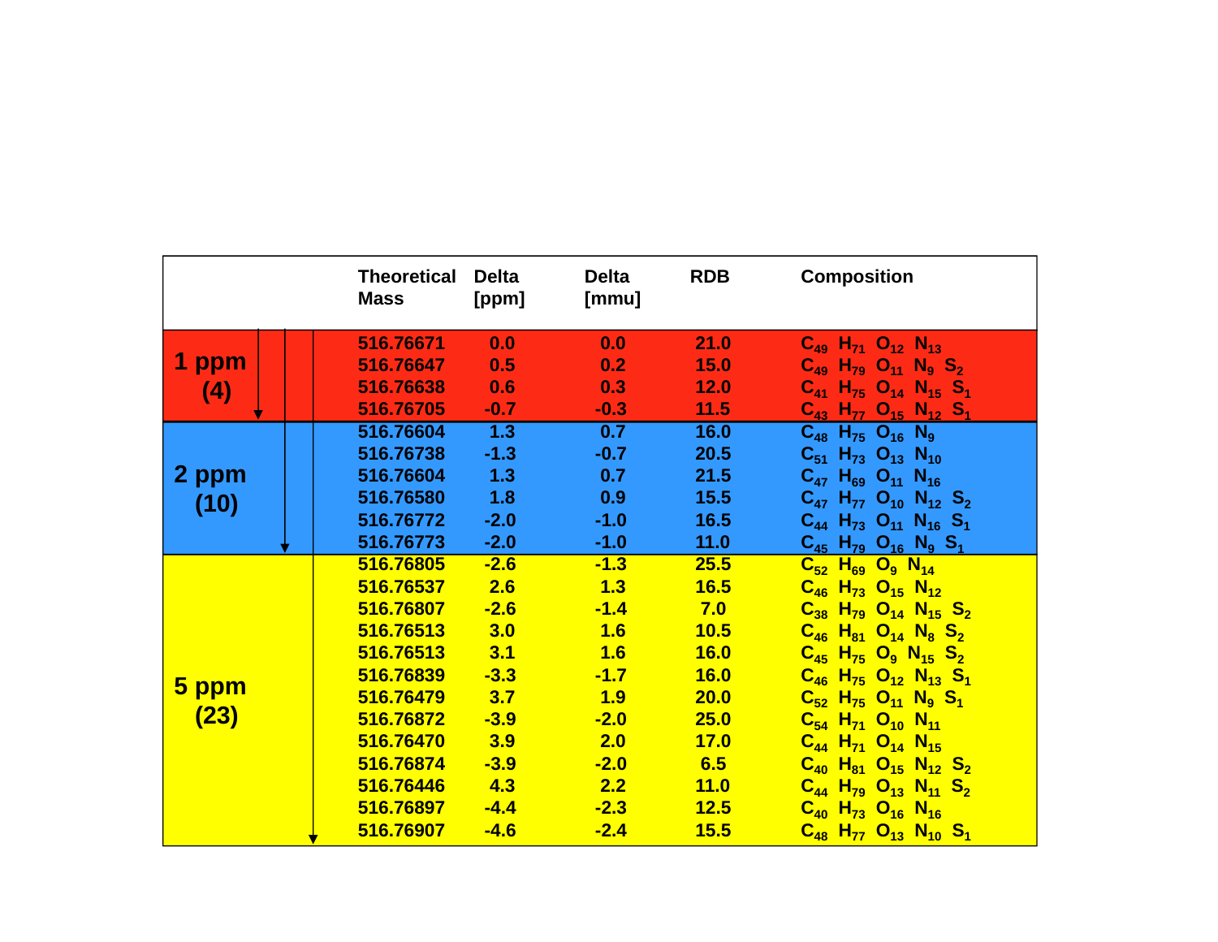| | Theoretical Mass | Delta [ppm] | Delta [mmu] | RDB | Composition |
|---|---|---|---|---|---|
| 1 ppm (4) | 516.76671 | 0.0 | 0.0 | 21.0 | $C_{49} H_{71} O_{12} N_{13}$ |
| | 516.76647 | 0.5 | 0.2 | 15.0 | $C_{49} H_{79} O_{11} N_{9} S_{2}$ |
| | 516.76638 | 0.6 | 0.3 | 12.0 | $C_{41} H_{75} O_{14} N_{15} S_{1}$ |
| | 516.76705 | -0.7 | -0.3 | 11.5 | $C_{43} H_{77} O_{15} N_{12} S_{1}$ |
| 2 ppm (10) | 516.76604 | 1.3 | 0.7 | 16.0 | $C_{48} H_{75} O_{16} N_{9}$ |
| | 516.76738 | -1.3 | -0.7 | 20.5 | $C_{51} H_{73} O_{13} N_{10}$ |
| | 516.76604 | 1.3 | 0.7 | 21.5 | $C_{47} H_{69} O_{11} N_{16}$ |
| | 516.76580 | 1.8 | 0.9 | 15.5 | $C_{47} H_{77} O_{10} N_{12} S_{2}$ |
| | 516.76772 | -2.0 | -1.0 | 16.5 | $C_{44} H_{73} O_{11} N_{16} S_{1}$ |
| | 516.76773 | -2.0 | -1.0 | 11.0 | $C_{45} H_{79} O_{16} N_{9} S_{1}$ |
| 5 ppm (23) | 516.76805 | -2.6 | -1.3 | 25.5 | $C_{52} H_{69} O_{9} N_{14}$ |
| | 516.76537 | 2.6 | 1.3 | 16.5 | $C_{46} H_{73} O_{15} N_{12}$ |
| | 516.76807 | -2.6 | -1.4 | 7.0 | $C_{38} H_{79} O_{14} N_{15} S_{2}$ |
| | 516.76513 | 3.0 | 1.6 | 10.5 | $C_{46} H_{81} O_{14} N_{8} S_{2}$ |
| | 516.76513 | 3.1 | 1.6 | 16.0 | $C_{45} H_{75} O_{9} N_{15} S_{2}$ |
| | 516.76839 | -3.3 | -1.7 | 16.0 | $C_{46} H_{75} O_{12} N_{13} S_{1}$ |
| | 516.76479 | 3.7 | 1.9 | 20.0 | $C_{52} H_{75} O_{11} N_{9} S_{1}$ |
| | 516.76872 | -3.9 | -2.0 | 25.0 | $C_{54} H_{71} O_{10} N_{11}$ |
| | 516.76470 | 3.9 | 2.0 | 17.0 | $C_{44} H_{71} O_{14} N_{15}$ |
| | 516.76874 | -3.9 | -2.0 | 6.5 | $C_{40} H_{81} O_{15} N_{12} S_{2}$ |
| | 516.76446 | 4.3 | 2.2 | 11.0 | $C_{44} H_{79} O_{13} N_{11} S_{2}$ |
| | 516.76897 | -4.4 | -2.3 | 12.5 | $C_{40} H_{73} O_{16} N_{16}$ |
| | 516.76907 | -4.6 | -2.4 | 15.5 | $C_{48} H_{77} O_{13} N_{10} S_{1}$ |